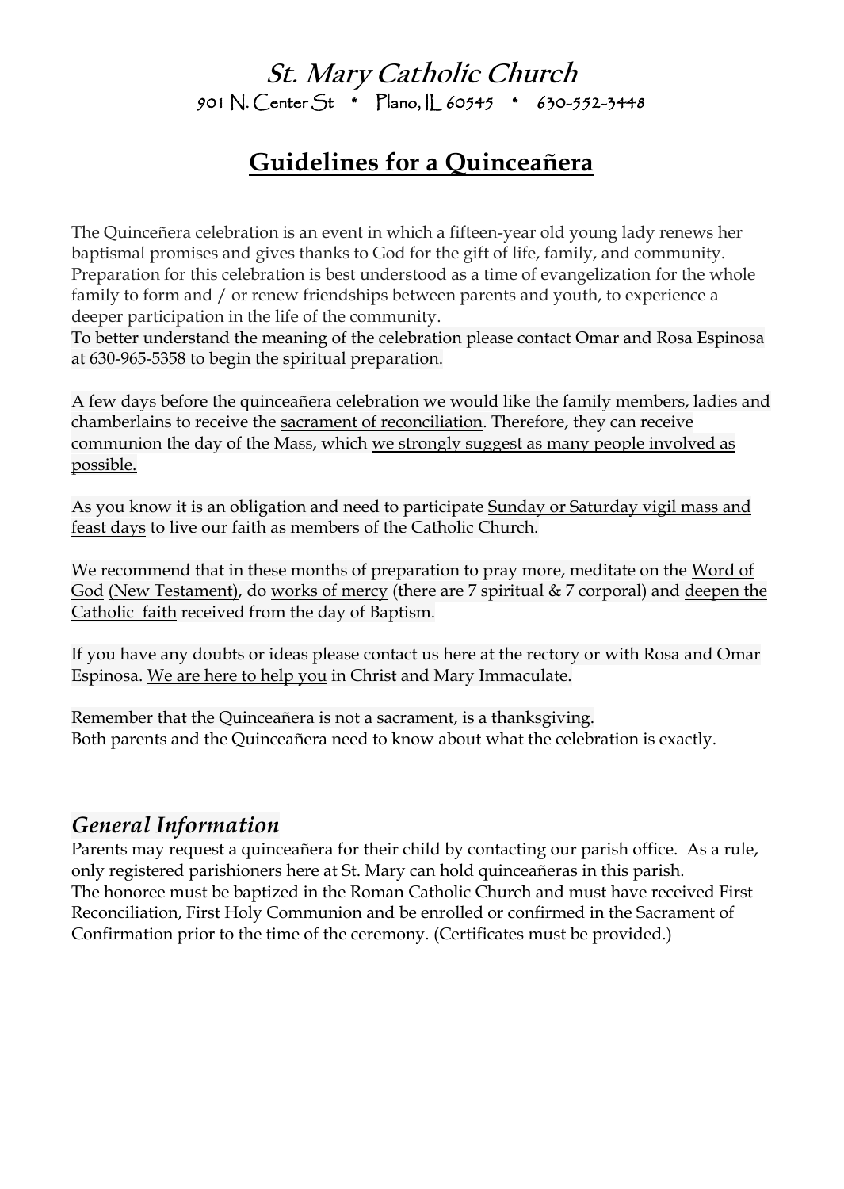# St. Mary Catholic Church

901 N. Center St * Plano, IL 60545 * 630-552-3448

## Guidelines for a Quinceañera

The Quinceñera celebration is an event in which a fifteen-year old young lady renews her baptismal promises and gives thanks to God for the gift of life, family, and community. Preparation for this celebration is best understood as a time of evangelization for the whole family to form and / or renew friendships between parents and youth, to experience a deeper participation in the life of the community.
To better understand the meaning of the celebration please contact Omar and Rosa Espinosa at 630-965-5358 to begin the spiritual preparation.

A few days before the quinceañera celebration we would like the family members, ladies and chamberlains to receive the sacrament of reconciliation. Therefore, they can receive communion the day of the Mass, which we strongly suggest as many people involved as possible.

As you know it is an obligation and need to participate Sunday or Saturday vigil mass and feast days to live our faith as members of the Catholic Church.

We recommend that in these months of preparation to pray more, meditate on the Word of God (New Testament), do works of mercy (there are 7 spiritual & 7 corporal) and deepen the Catholic faith received from the day of Baptism.

If you have any doubts or ideas please contact us here at the rectory or with Rosa and Omar Espinosa. We are here to help you in Christ and Mary Immaculate.

Remember that the Quinceañera is not a sacrament, is a thanksgiving.
Both parents and the Quinceañera need to know about what the celebration is exactly.

### *General Information*

Parents may request a quinceañera for their child by contacting our parish office. As a rule, only registered parishioners here at St. Mary can hold quinceañeras in this parish.
The honoree must be baptized in the Roman Catholic Church and must have received First Reconciliation, First Holy Communion and be enrolled or confirmed in the Sacrament of Confirmation prior to the time of the ceremony. (Certificates must be provided.)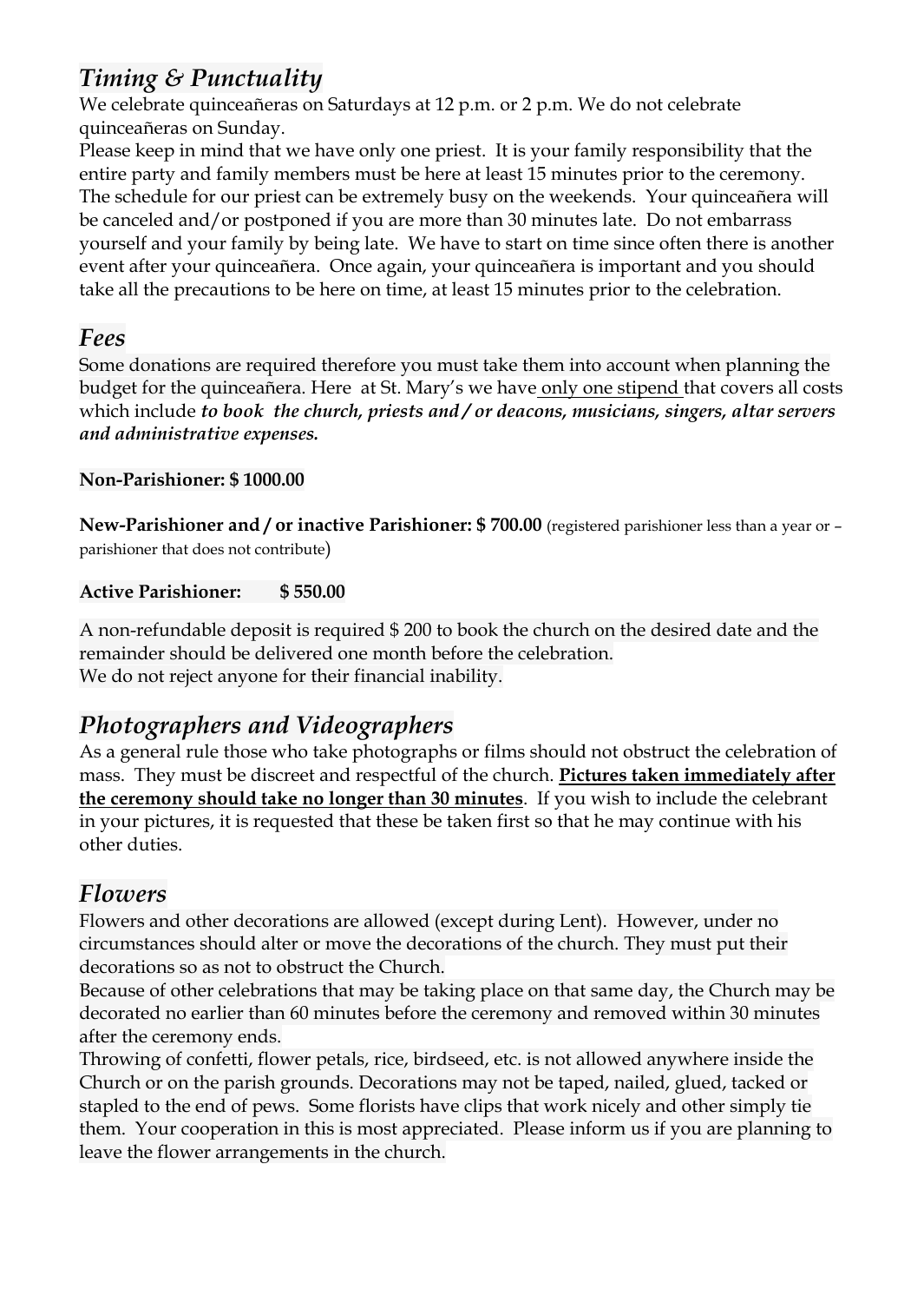## *Timing & Punctuality*

We celebrate quinceañeras on Saturdays at 12 p.m. or 2 p.m. We do not celebrate quinceañeras on Sunday.

Please keep in mind that we have only one priest. It is your family responsibility that the entire party and family members must be here at least 15 minutes prior to the ceremony. The schedule for our priest can be extremely busy on the weekends. Your quinceañera will be canceled and/or postponed if you are more than 30 minutes late. Do not embarrass yourself and your family by being late. We have to start on time since often there is another event after your quinceañera. Once again, your quinceañera is important and you should take all the precautions to be here on time, at least 15 minutes prior to the celebration.

## *Fees*

Some donations are required therefore you must take them into account when planning the budget for the quinceañera. Here at St. Mary's we have only one stipend that covers all costs which include ***to book the church, priests and / or deacons, musicians, singers, altar servers and administrative expenses.***

**Non-Parishioner: $ 1000.00**

**New-Parishioner and / or inactive Parishioner: $ 700.00** (registered parishioner less than a year or – parishioner that does not contribute)

**Active Parishioner: $ 550.00**

A non-refundable deposit is required $ 200 to book the church on the desired date and the remainder should be delivered one month before the celebration.
We do not reject anyone for their financial inability.

## *Photographers and Videographers*

As a general rule those who take photographs or films should not obstruct the celebration of mass. They must be discreet and respectful of the church. **Pictures taken immediately after the ceremony should take no longer than 30 minutes**. If you wish to include the celebrant in your pictures, it is requested that these be taken first so that he may continue with his other duties.

## *Flowers*

Flowers and other decorations are allowed (except during Lent). However, under no circumstances should alter or move the decorations of the church. They must put their decorations so as not to obstruct the Church.

Because of other celebrations that may be taking place on that same day, the Church may be decorated no earlier than 60 minutes before the ceremony and removed within 30 minutes after the ceremony ends.

Throwing of confetti, flower petals, rice, birdseed, etc. is not allowed anywhere inside the Church or on the parish grounds. Decorations may not be taped, nailed, glued, tacked or stapled to the end of pews. Some florists have clips that work nicely and other simply tie them. Your cooperation in this is most appreciated. Please inform us if you are planning to leave the flower arrangements in the church.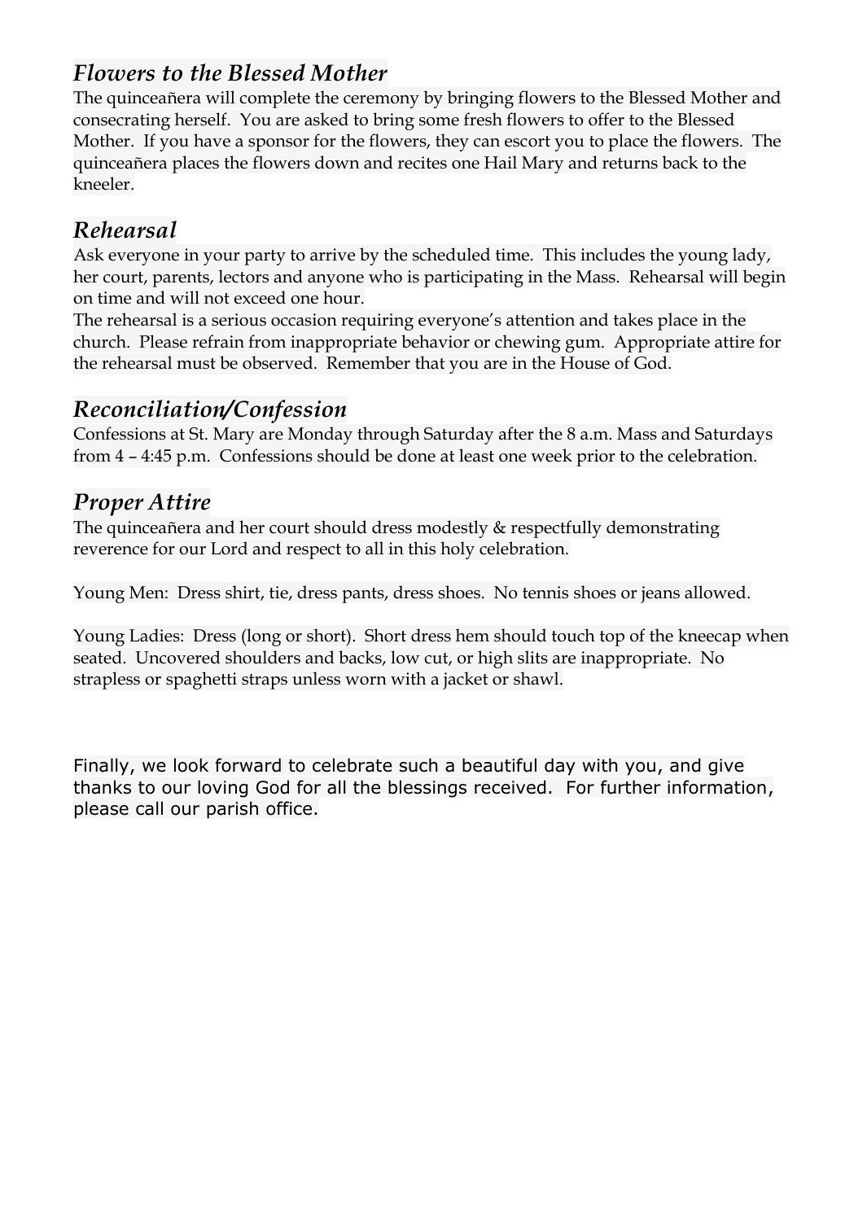## *Flowers to the Blessed Mother*

The quinceañera will complete the ceremony by bringing flowers to the Blessed Mother and consecrating herself. You are asked to bring some fresh flowers to offer to the Blessed Mother. If you have a sponsor for the flowers, they can escort you to place the flowers. The quinceañera places the flowers down and recites one Hail Mary and returns back to the kneeler.

## *Rehearsal*

Ask everyone in your party to arrive by the scheduled time. This includes the young lady, her court, parents, lectors and anyone who is participating in the Mass. Rehearsal will begin on time and will not exceed one hour.

The rehearsal is a serious occasion requiring everyone's attention and takes place in the church. Please refrain from inappropriate behavior or chewing gum. Appropriate attire for the rehearsal must be observed. Remember that you are in the House of God.

## *Reconciliation/Confession*

Confessions at St. Mary are Monday through Saturday after the 8 a.m. Mass and Saturdays from 4 – 4:45 p.m. Confessions should be done at least one week prior to the celebration.

## *Proper Attire*

The quinceañera and her court should dress modestly & respectfully demonstrating reverence for our Lord and respect to all in this holy celebration.

Young Men: Dress shirt, tie, dress pants, dress shoes. No tennis shoes or jeans allowed.

Young Ladies: Dress (long or short). Short dress hem should touch top of the kneecap when seated. Uncovered shoulders and backs, low cut, or high slits are inappropriate. No strapless or spaghetti straps unless worn with a jacket or shawl.

Finally, we look forward to celebrate such a beautiful day with you, and give thanks to our loving God for all the blessings received. For further information, please call our parish office.